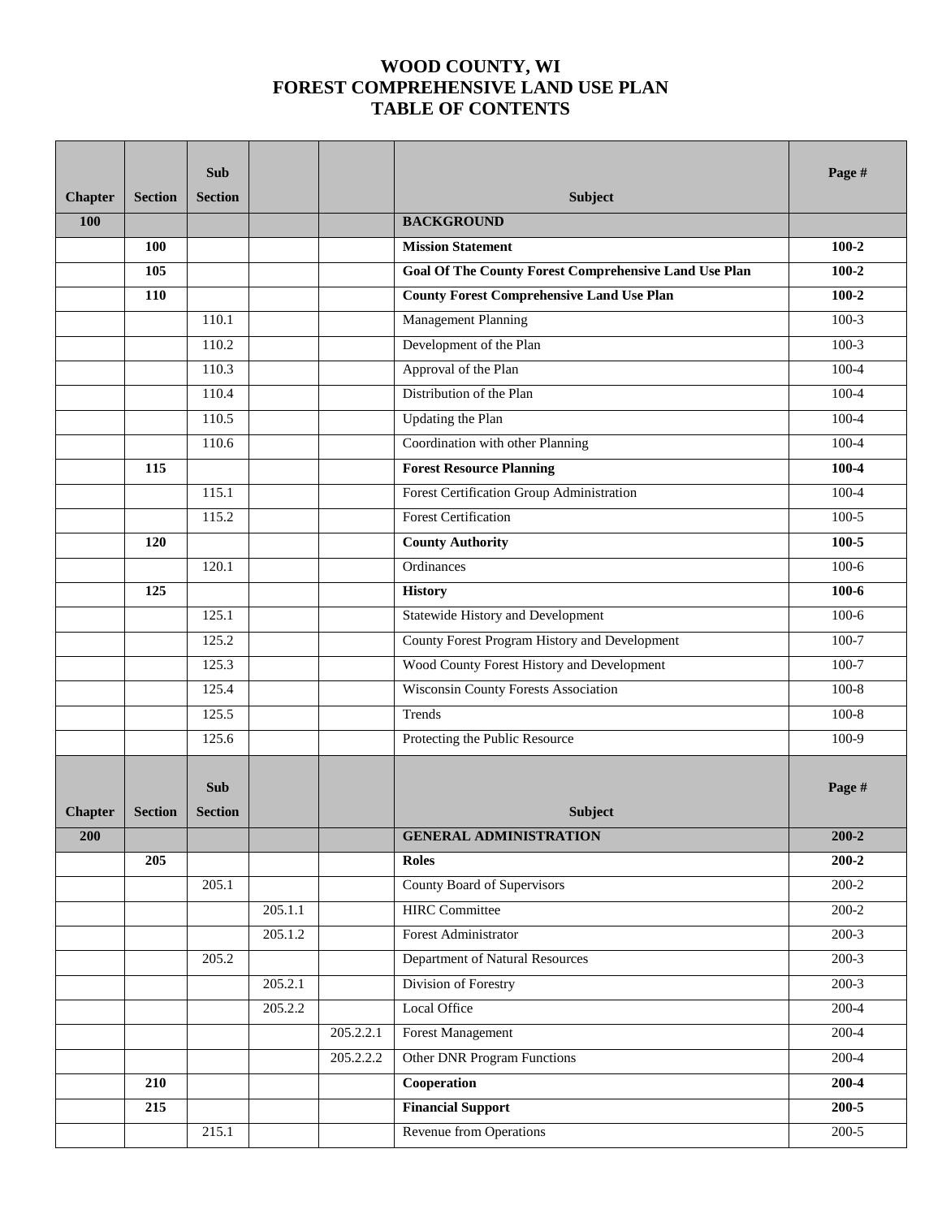# WOOD COUNTY, WI
# FOREST COMPREHENSIVE LAND USE PLAN
# TABLE OF CONTENTS

| Chapter | Section | Sub Section | | | Subject | Page # |
|---|---|---|---|---|---|---|
| **100** | | | | | **BACKGROUND** | |
| | **100** | | | | **Mission Statement** | **100-2** |
| | **105** | | | | **Goal Of The County Forest Comprehensive Land Use Plan** | **100-2** |
| | **110** | | | | **County Forest Comprehensive Land Use Plan** | **100-2** |
| | | 110.1 | | | Management Planning | 100-3 |
| | | 110.2 | | | Development of the Plan | 100-3 |
| | | 110.3 | | | Approval of the Plan | 100-4 |
| | | 110.4 | | | Distribution of the Plan | 100-4 |
| | | 110.5 | | | Updating the Plan | 100-4 |
| | | 110.6 | | | Coordination with other Planning | 100-4 |
| | **115** | | | | **Forest Resource Planning** | **100-4** |
| | | 115.1 | | | Forest Certification Group Administration | 100-4 |
| | | 115.2 | | | Forest Certification | 100-5 |
| | **120** | | | | **County Authority** | **100-5** |
| | | 120.1 | | | Ordinances | 100-6 |
| | **125** | | | | **History** | **100-6** |
| | | 125.1 | | | Statewide History and Development | 100-6 |
| | | 125.2 | | | County Forest Program History and Development | 100-7 |
| | | 125.3 | | | Wood County Forest History and Development | 100-7 |
| | | 125.4 | | | Wisconsin County Forests Association | 100-8 |
| | | 125.5 | | | Trends | 100-8 |
| | | 125.6 | | | Protecting the Public Resource | 100-9 |
| **Chapter** | **Section** | **Sub Section** | | | **Subject** | **Page #** |
| **200** | | | | | **GENERAL ADMINISTRATION** | **200-2** |
| | **205** | | | | **Roles** | **200-2** |
| | | 205.1 | | | County Board of Supervisors | 200-2 |
| | | | 205.1.1 | | HIRC Committee | 200-2 |
| | | | 205.1.2 | | Forest Administrator | 200-3 |
| | | 205.2 | | | Department of Natural Resources | 200-3 |
| | | | 205.2.1 | | Division of Forestry | 200-3 |
| | | | 205.2.2 | | Local Office | 200-4 |
| | | | | 205.2.2.1 | Forest Management | 200-4 |
| | | | | 205.2.2.2 | Other DNR Program Functions | 200-4 |
| | **210** | | | | **Cooperation** | **200-4** |
| | **215** | | | | **Financial Support** | **200-5** |
| | | 215.1 | | | Revenue from Operations | 200-5 |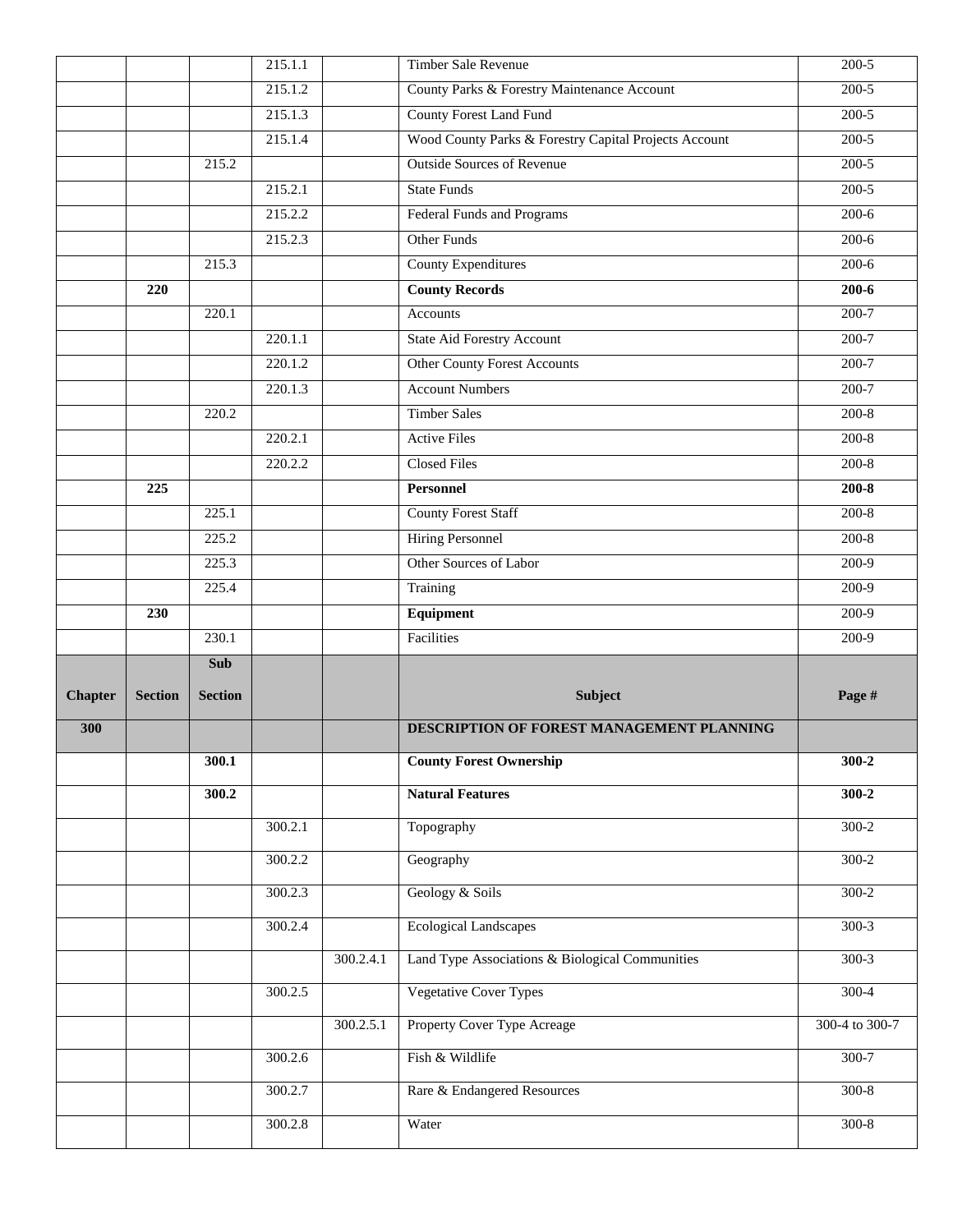| | | | | | | |
|---|---|---|---|---|---|---|
| | | | 215.1.1 | | Timber Sale Revenue | 200-5 |
| | | | 215.1.2 | | County Parks & Forestry Maintenance Account | 200-5 |
| | | | 215.1.3 | | County Forest Land Fund | 200-5 |
| | | | 215.1.4 | | Wood County Parks & Forestry Capital Projects Account | 200-5 |
| | | 215.2 | | | Outside Sources of Revenue | 200-5 |
| | | | 215.2.1 | | State Funds | 200-5 |
| | | | 215.2.2 | | Federal Funds and Programs | 200-6 |
| | | | 215.2.3 | | Other Funds | 200-6 |
| | | 215.3 | | | County Expenditures | 200-6 |
| | **220** | | | | **County Records** | **200-6** |
| | | 220.1 | | | Accounts | 200-7 |
| | | | 220.1.1 | | State Aid Forestry Account | 200-7 |
| | | | 220.1.2 | | Other County Forest Accounts | 200-7 |
| | | | 220.1.3 | | Account Numbers | 200-7 |
| | | 220.2 | | | Timber Sales | 200-8 |
| | | | 220.2.1 | | Active Files | 200-8 |
| | | | 220.2.2 | | Closed Files | 200-8 |
| | **225** | | | | **Personnel** | **200-8** |
| | | 225.1 | | | County Forest Staff | 200-8 |
| | | 225.2 | | | Hiring Personnel | 200-8 |
| | | 225.3 | | | Other Sources of Labor | 200-9 |
| | | 225.4 | | | Training | 200-9 |
| | **230** | | | | **Equipment** | 200-9 |
| | | 230.1 | | | Facilities | 200-9 |
| **Chapter** | **Section** | **Sub Section** | | | **Subject** | **Page #** |
| **300** | | | | | **DESCRIPTION OF FOREST MANAGEMENT PLANNING** | |
| | | **300.1** | | | **County Forest Ownership** | **300-2** |
| | | **300.2** | | | **Natural Features** | **300-2** |
| | | | 300.2.1 | | Topography | 300-2 |
| | | | 300.2.2 | | Geography | 300-2 |
| | | | 300.2.3 | | Geology & Soils | 300-2 |
| | | | 300.2.4 | | Ecological Landscapes | 300-3 |
| | | | | 300.2.4.1 | Land Type Associations & Biological Communities | 300-3 |
| | | | 300.2.5 | | Vegetative Cover Types | 300-4 |
| | | | | 300.2.5.1 | Property Cover Type Acreage | 300-4 to 300-7 |
| | | | 300.2.6 | | Fish & Wildlife | 300-7 |
| | | | 300.2.7 | | Rare & Endangered Resources | 300-8 |
| | | | 300.2.8 | | Water | 300-8 |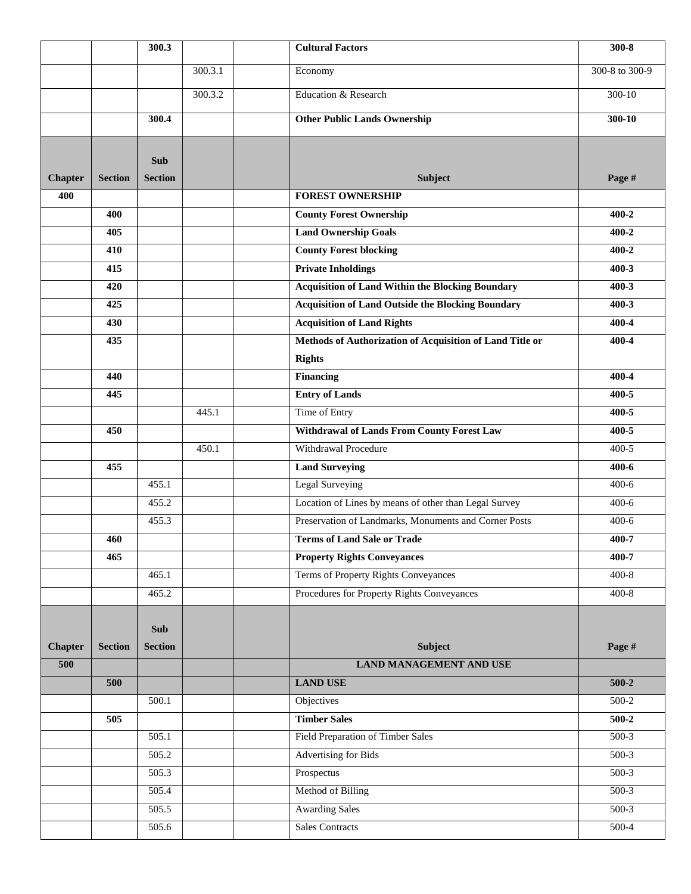| | | 300.3 | | | **Cultural Factors** | **300-8** |
|---|---|---|---|---|---|---|
| | | | 300.3.1 | | Economy | 300-8 to 300-9 |
| | | | 300.3.2 | | Education & Research | 300-10 |
| | | **300.4** | | | **Other Public Lands Ownership** | **300-10** |
| **Chapter** | **Section** | **Sub Section** | | | **Subject** | **Page #** |
| **400** | | | | | **FOREST OWNERSHIP** | |
| | **400** | | | | **County Forest Ownership** | **400-2** |
| | **405** | | | | **Land Ownership Goals** | **400-2** |
| | **410** | | | | **County Forest blocking** | **400-2** |
| | **415** | | | | **Private Inholdings** | **400-3** |
| | **420** | | | | **Acquisition of Land Within the Blocking Boundary** | **400-3** |
| | **425** | | | | **Acquisition of Land Outside the Blocking Boundary** | **400-3** |
| | **430** | | | | **Acquisition of Land Rights** | **400-4** |
| | **435** | | | | **Methods of Authorization of Acquisition of Land Title or Rights** | **400-4** |
| | **440** | | | | **Financing** | **400-4** |
| | **445** | | | | **Entry of Lands** | **400-5** |
| | | | 445.1 | | Time of Entry | **400-5** |
| | **450** | | | | **Withdrawal of Lands From County Forest Law** | **400-5** |
| | | | 450.1 | | Withdrawal Procedure | 400-5 |
| | **455** | | | | **Land Surveying** | **400-6** |
| | | 455.1 | | | Legal Surveying | 400-6 |
| | | 455.2 | | | Location of Lines by means of other than Legal Survey | 400-6 |
| | | 455.3 | | | Preservation of Landmarks, Monuments and Corner Posts | 400-6 |
| | **460** | | | | **Terms of Land Sale or Trade** | **400-7** |
| | **465** | | | | **Property Rights Conveyances** | **400-7** |
| | | 465.1 | | | Terms of Property Rights Conveyances | 400-8 |
| | | 465.2 | | | Procedures for Property Rights Conveyances | 400-8 |
| **Chapter** | **Section** | **Sub Section** | | | **Subject** | **Page #** |
| **500** | | | | | **LAND MANAGEMENT AND USE** | |
| | **500** | | | | **LAND USE** | **500-2** |
| | | 500.1 | | | Objectives | 500-2 |
| | **505** | | | | **Timber Sales** | **500-2** |
| | | 505.1 | | | Field Preparation of Timber Sales | 500-3 |
| | | 505.2 | | | Advertising for Bids | 500-3 |
| | | 505.3 | | | Prospectus | 500-3 |
| | | 505.4 | | | Method of Billing | 500-3 |
| | | 505.5 | | | Awarding Sales | 500-3 |
| | | 505.6 | | | Sales Contracts | 500-4 |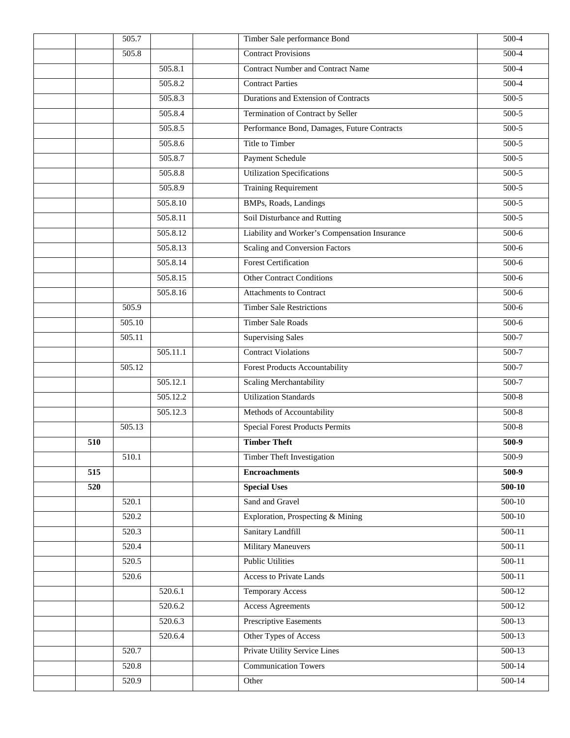| | | | | | | |
|---|---|---|---|---|---|---|
| | | 505.7 | | | Timber Sale performance Bond | 500-4 |
| | | 505.8 | | | Contract Provisions | 500-4 |
| | | | 505.8.1 | | Contract Number and Contract Name | 500-4 |
| | | | 505.8.2 | | Contract Parties | 500-4 |
| | | | 505.8.3 | | Durations and Extension of Contracts | 500-5 |
| | | | 505.8.4 | | Termination of Contract by Seller | 500-5 |
| | | | 505.8.5 | | Performance Bond, Damages, Future Contracts | 500-5 |
| | | | 505.8.6 | | Title to Timber | 500-5 |
| | | | 505.8.7 | | Payment Schedule | 500-5 |
| | | | 505.8.8 | | Utilization Specifications | 500-5 |
| | | | 505.8.9 | | Training Requirement | 500-5 |
| | | | 505.8.10 | | BMPs, Roads, Landings | 500-5 |
| | | | 505.8.11 | | Soil Disturbance and Rutting | 500-5 |
| | | | 505.8.12 | | Liability and Worker's Compensation Insurance | 500-6 |
| | | | 505.8.13 | | Scaling and Conversion Factors | 500-6 |
| | | | 505.8.14 | | Forest Certification | 500-6 |
| | | | 505.8.15 | | Other Contract Conditions | 500-6 |
| | | | 505.8.16 | | Attachments to Contract | 500-6 |
| | | 505.9 | | | Timber Sale Restrictions | 500-6 |
| | | 505.10 | | | Timber Sale Roads | 500-6 |
| | | 505.11 | | | Supervising Sales | 500-7 |
| | | | 505.11.1 | | Contract Violations | 500-7 |
| | | 505.12 | | | Forest Products Accountability | 500-7 |
| | | | 505.12.1 | | Scaling Merchantability | 500-7 |
| | | | 505.12.2 | | Utilization Standards | 500-8 |
| | | | 505.12.3 | | Methods of Accountability | 500-8 |
| | | 505.13 | | | Special Forest Products Permits | 500-8 |
| | **510** | | | | **Timber Theft** | **500-9** |
| | | 510.1 | | | Timber Theft Investigation | 500-9 |
| | **515** | | | | **Encroachments** | **500-9** |
| | **520** | | | | **Special Uses** | **500-10** |
| | | 520.1 | | | Sand and Gravel | 500-10 |
| | | 520.2 | | | Exploration, Prospecting & Mining | 500-10 |
| | | 520.3 | | | Sanitary Landfill | 500-11 |
| | | 520.4 | | | Military Maneuvers | 500-11 |
| | | 520.5 | | | Public Utilities | 500-11 |
| | | 520.6 | | | Access to Private Lands | 500-11 |
| | | | 520.6.1 | | Temporary Access | 500-12 |
| | | | 520.6.2 | | Access Agreements | 500-12 |
| | | | 520.6.3 | | Prescriptive Easements | 500-13 |
| | | | 520.6.4 | | Other Types of Access | 500-13 |
| | | 520.7 | | | Private Utility Service Lines | 500-13 |
| | | 520.8 | | | Communication Towers | 500-14 |
| | | 520.9 | | | Other | 500-14 |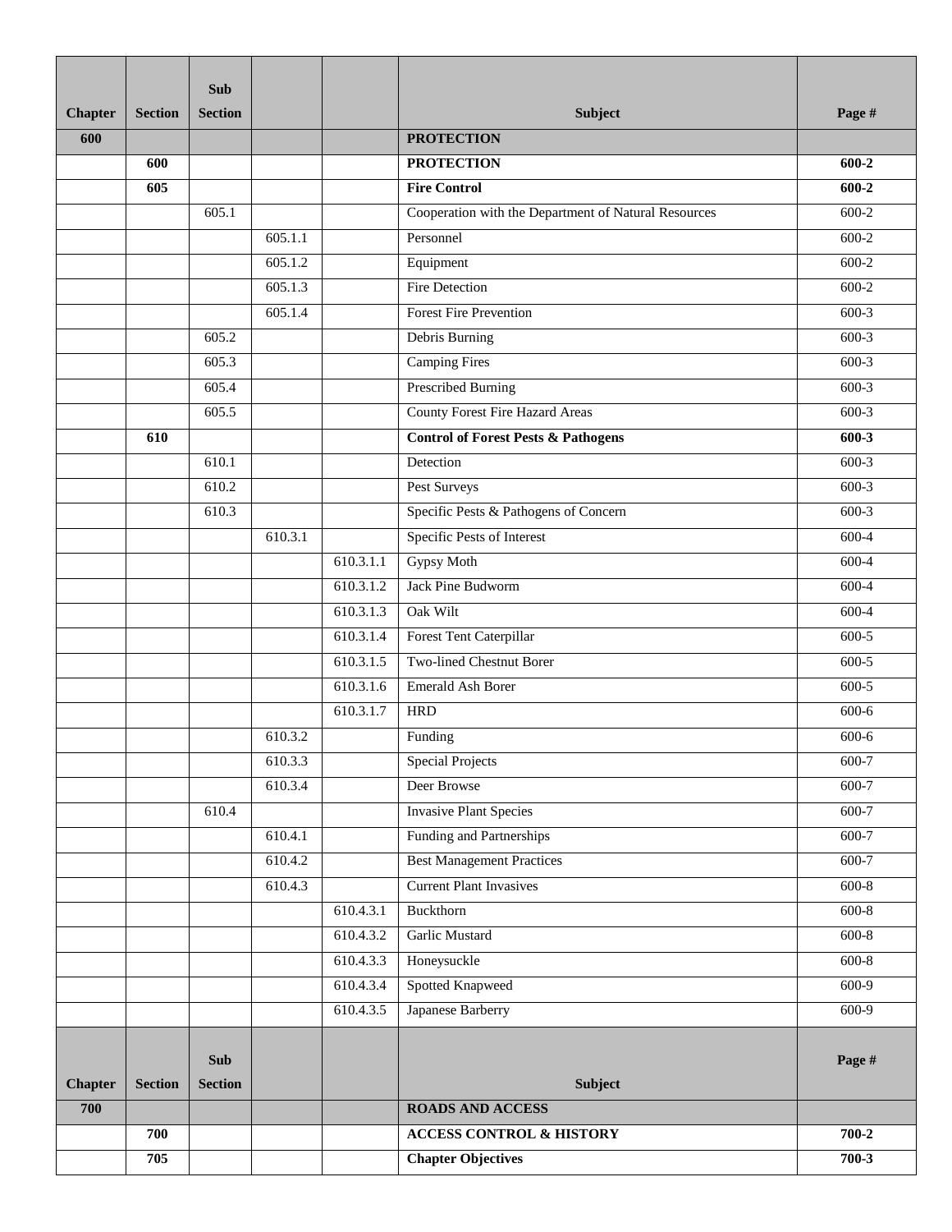| Chapter | Section | Sub Section | | | Subject | Page # |
|---|---|---|---|---|---|---|
| **600** | | | | | **PROTECTION** | |
| | **600** | | | | **PROTECTION** | **600-2** |
| | **605** | | | | **Fire Control** | **600-2** |
| | | 605.1 | | | Cooperation with the Department of Natural Resources | 600-2 |
| | | | 605.1.1 | | Personnel | 600-2 |
| | | | 605.1.2 | | Equipment | 600-2 |
| | | | 605.1.3 | | Fire Detection | 600-2 |
| | | | 605.1.4 | | Forest Fire Prevention | 600-3 |
| | | 605.2 | | | Debris Burning | 600-3 |
| | | 605.3 | | | Camping Fires | 600-3 |
| | | 605.4 | | | Prescribed Burning | 600-3 |
| | | 605.5 | | | County Forest Fire Hazard Areas | 600-3 |
| | **610** | | | | **Control of Forest Pests & Pathogens** | **600-3** |
| | | 610.1 | | | Detection | 600-3 |
| | | 610.2 | | | Pest Surveys | 600-3 |
| | | 610.3 | | | Specific Pests & Pathogens of Concern | 600-3 |
| | | | 610.3.1 | | Specific Pests of Interest | 600-4 |
| | | | | 610.3.1.1 | Gypsy Moth | 600-4 |
| | | | | 610.3.1.2 | Jack Pine Budworm | 600-4 |
| | | | | 610.3.1.3 | Oak Wilt | 600-4 |
| | | | | 610.3.1.4 | Forest Tent Caterpillar | 600-5 |
| | | | | 610.3.1.5 | Two-lined Chestnut Borer | 600-5 |
| | | | | 610.3.1.6 | Emerald Ash Borer | 600-5 |
| | | | | 610.3.1.7 | HRD | 600-6 |
| | | | 610.3.2 | | Funding | 600-6 |
| | | | 610.3.3 | | Special Projects | 600-7 |
| | | | 610.3.4 | | Deer Browse | 600-7 |
| | | 610.4 | | | Invasive Plant Species | 600-7 |
| | | | 610.4.1 | | Funding and Partnerships | 600-7 |
| | | | 610.4.2 | | Best Management Practices | 600-7 |
| | | | 610.4.3 | | Current Plant Invasives | 600-8 |
| | | | | 610.4.3.1 | Buckthorn | 600-8 |
| | | | | 610.4.3.2 | Garlic Mustard | 600-8 |
| | | | | 610.4.3.3 | Honeysuckle | 600-8 |
| | | | | 610.4.3.4 | Spotted Knapweed | 600-9 |
| | | | | 610.4.3.5 | Japanese Barberry | 600-9 |
| **Chapter** | **Section** | **Sub Section** | | | **Subject** | **Page #** |
| **700** | | | | | **ROADS AND ACCESS** | |
| | **700** | | | | **ACCESS CONTROL & HISTORY** | **700-2** |
| | **705** | | | | **Chapter Objectives** | **700-3** |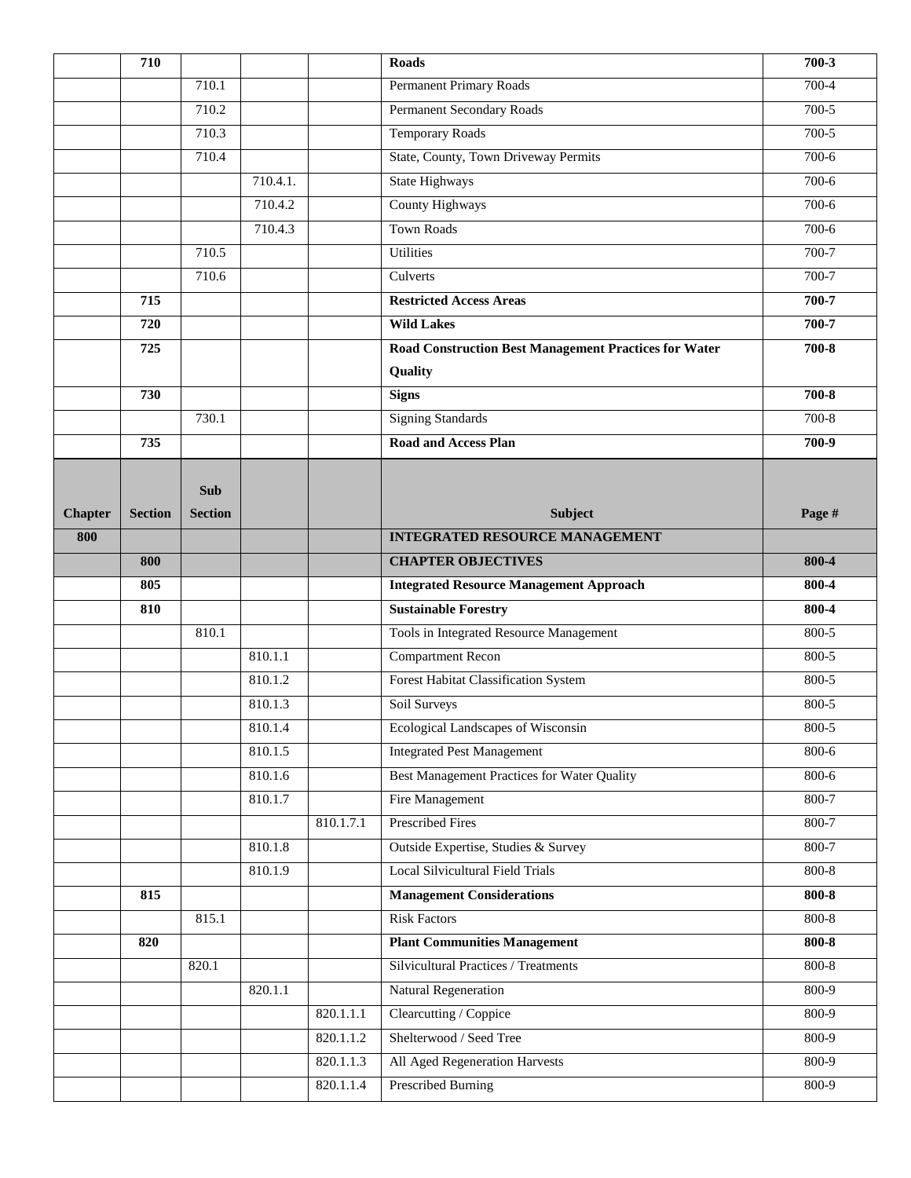| | 710 | | | | **Roads** | **700-3** |
|---|---|---|---|---|---|---|
| | | 710.1 | | | Permanent Primary Roads | 700-4 |
| | | 710.2 | | | Permanent Secondary Roads | 700-5 |
| | | 710.3 | | | Temporary Roads | 700-5 |
| | | 710.4 | | | State, County, Town Driveway Permits | 700-6 |
| | | | 710.4.1. | | State Highways | 700-6 |
| | | | 710.4.2 | | County Highways | 700-6 |
| | | | 710.4.3 | | Town Roads | 700-6 |
| | | 710.5 | | | Utilities | 700-7 |
| | | 710.6 | | | Culverts | 700-7 |
| | 715 | | | | **Restricted Access Areas** | **700-7** |
| | 720 | | | | **Wild Lakes** | **700-7** |
| | 725 | | | | **Road Construction Best Management Practices for Water Quality** | **700-8** |
| | 730 | | | | **Signs** | **700-8** |
| | | 730.1 | | | Signing Standards | 700-8 |
| | 735 | | | | **Road and Access Plan** | **700-9** |

| Chapter | Section | Sub Section | | | Subject | Page # |
|---|---|---|---|---|---|---|
| **800** | | | | | **INTEGRATED RESOURCE MANAGEMENT** | |
| | **800** | | | | **CHAPTER OBJECTIVES** | **800-4** |
| | **805** | | | | **Integrated Resource Management Approach** | **800-4** |
| | **810** | | | | **Sustainable Forestry** | **800-4** |
| | | 810.1 | | | Tools in Integrated Resource Management | 800-5 |
| | | | 810.1.1 | | Compartment Recon | 800-5 |
| | | | 810.1.2 | | Forest Habitat Classification System | 800-5 |
| | | | 810.1.3 | | Soil Surveys | 800-5 |
| | | | 810.1.4 | | Ecological Landscapes of Wisconsin | 800-5 |
| | | | 810.1.5 | | Integrated Pest Management | 800-6 |
| | | | 810.1.6 | | Best Management Practices for Water Quality | 800-6 |
| | | | 810.1.7 | | Fire Management | 800-7 |
| | | | | 810.1.7.1 | Prescribed Fires | 800-7 |
| | | | 810.1.8 | | Outside Expertise, Studies & Survey | 800-7 |
| | | | 810.1.9 | | Local Silvicultural Field Trials | 800-8 |
| | **815** | | | | **Management Considerations** | **800-8** |
| | | 815.1 | | | Risk Factors | 800-8 |
| | **820** | | | | **Plant Communities Management** | **800-8** |
| | | 820.1 | | | Silvicultural Practices / Treatments | 800-8 |
| | | | 820.1.1 | | Natural Regeneration | 800-9 |
| | | | | 820.1.1.1 | Clearcutting / Coppice | 800-9 |
| | | | | 820.1.1.2 | Shelterwood / Seed Tree | 800-9 |
| | | | | 820.1.1.3 | All Aged Regeneration Harvests | 800-9 |
| | | | | 820.1.1.4 | Prescribed Burning | 800-9 |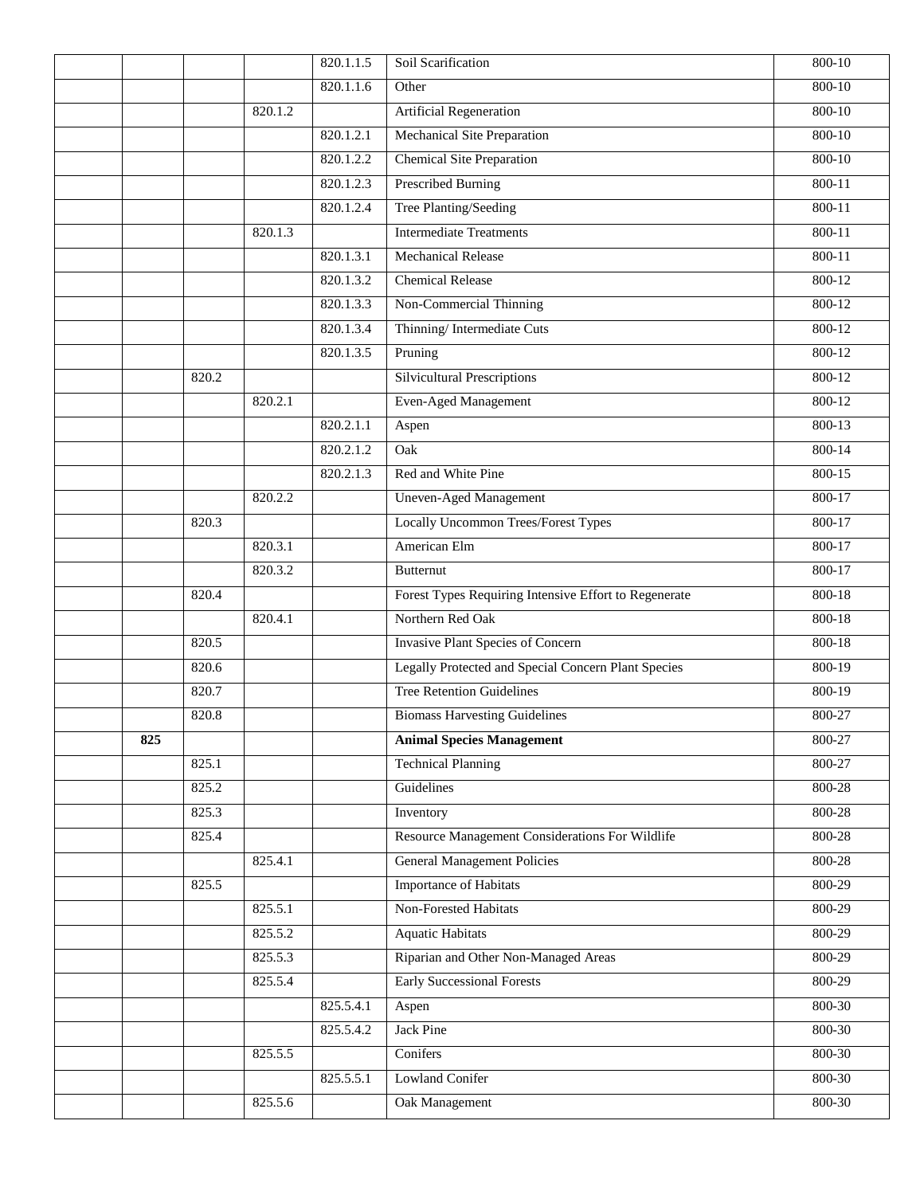| | | | | | | |
|---|---|---|---|---|---|---|
| | | | | 820.1.1.5 | Soil Scarification | 800-10 |
| | | | | 820.1.1.6 | Other | 800-10 |
| | | | 820.1.2 | | Artificial Regeneration | 800-10 |
| | | | | 820.1.2.1 | Mechanical Site Preparation | 800-10 |
| | | | | 820.1.2.2 | Chemical Site Preparation | 800-10 |
| | | | | 820.1.2.3 | Prescribed Burning | 800-11 |
| | | | | 820.1.2.4 | Tree Planting/Seeding | 800-11 |
| | | | 820.1.3 | | Intermediate Treatments | 800-11 |
| | | | | 820.1.3.1 | Mechanical Release | 800-11 |
| | | | | 820.1.3.2 | Chemical Release | 800-12 |
| | | | | 820.1.3.3 | Non-Commercial Thinning | 800-12 |
| | | | | 820.1.3.4 | Thinning/ Intermediate Cuts | 800-12 |
| | | | | 820.1.3.5 | Pruning | 800-12 |
| | | 820.2 | | | Silvicultural Prescriptions | 800-12 |
| | | | 820.2.1 | | Even-Aged Management | 800-12 |
| | | | | 820.2.1.1 | Aspen | 800-13 |
| | | | | 820.2.1.2 | Oak | 800-14 |
| | | | | 820.2.1.3 | Red and White Pine | 800-15 |
| | | | 820.2.2 | | Uneven-Aged Management | 800-17 |
| | | 820.3 | | | Locally Uncommon Trees/Forest Types | 800-17 |
| | | | 820.3.1 | | American Elm | 800-17 |
| | | | 820.3.2 | | Butternut | 800-17 |
| | | 820.4 | | | Forest Types Requiring Intensive Effort to Regenerate | 800-18 |
| | | | 820.4.1 | | Northern Red Oak | 800-18 |
| | | 820.5 | | | Invasive Plant Species of Concern | 800-18 |
| | | 820.6 | | | Legally Protected and Special Concern Plant Species | 800-19 |
| | | 820.7 | | | Tree Retention Guidelines | 800-19 |
| | | 820.8 | | | Biomass Harvesting Guidelines | 800-27 |
| | **825** | | | | **Animal Species Management** | 800-27 |
| | | 825.1 | | | Technical Planning | 800-27 |
| | | 825.2 | | | Guidelines | 800-28 |
| | | 825.3 | | | Inventory | 800-28 |
| | | 825.4 | | | Resource Management Considerations For Wildlife | 800-28 |
| | | | 825.4.1 | | General Management Policies | 800-28 |
| | | 825.5 | | | Importance of Habitats | 800-29 |
| | | | 825.5.1 | | Non-Forested Habitats | 800-29 |
| | | | 825.5.2 | | Aquatic Habitats | 800-29 |
| | | | 825.5.3 | | Riparian and Other Non-Managed Areas | 800-29 |
| | | | 825.5.4 | | Early Successional Forests | 800-29 |
| | | | | 825.5.4.1 | Aspen | 800-30 |
| | | | | 825.5.4.2 | Jack Pine | 800-30 |
| | | | 825.5.5 | | Conifers | 800-30 |
| | | | | 825.5.5.1 | Lowland Conifer | 800-30 |
| | | | 825.5.6 | | Oak Management | 800-30 |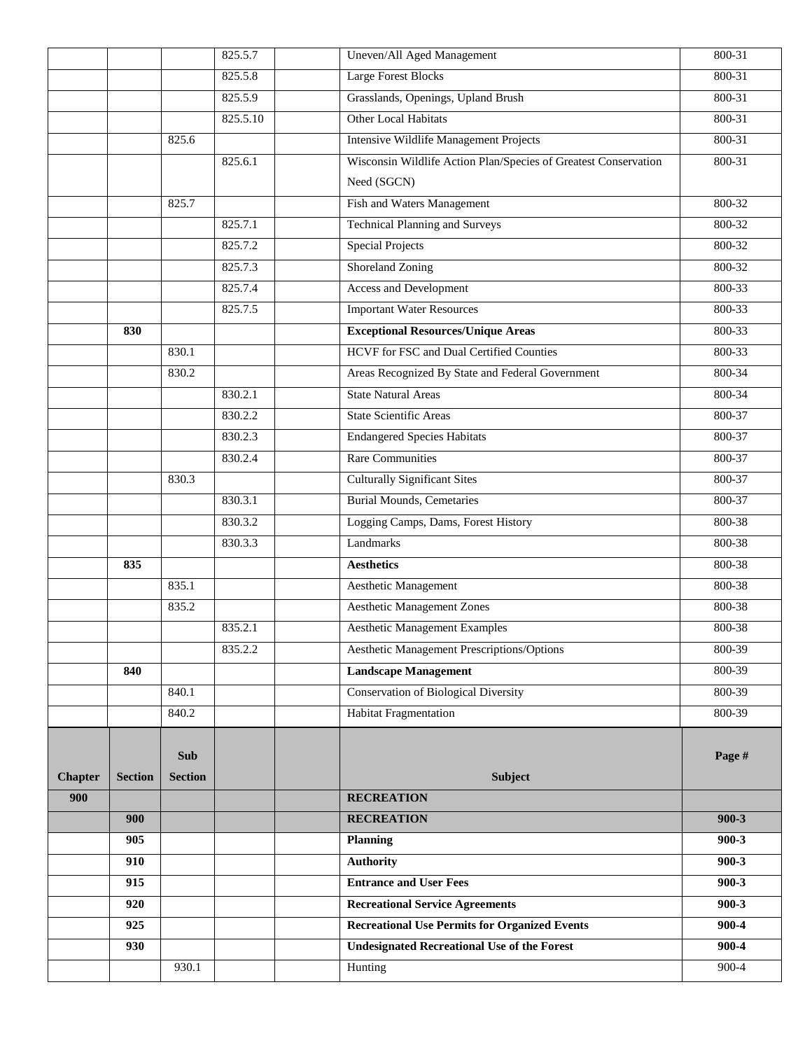| | | | 825.5.7 | | Uneven/All Aged Management | 800-31 |
|---|---|---|---|---|---|---|
| | | | 825.5.8 | | Large Forest Blocks | 800-31 |
| | | | 825.5.9 | | Grasslands, Openings, Upland Brush | 800-31 |
| | | | 825.5.10 | | Other Local Habitats | 800-31 |
| | | 825.6 | | | Intensive Wildlife Management Projects | 800-31 |
| | | | 825.6.1 | | Wisconsin Wildlife Action Plan/Species of Greatest Conservation Need (SGCN) | 800-31 |
| | | 825.7 | | | Fish and Waters Management | 800-32 |
| | | | 825.7.1 | | Technical Planning and Surveys | 800-32 |
| | | | 825.7.2 | | Special Projects | 800-32 |
| | | | 825.7.3 | | Shoreland Zoning | 800-32 |
| | | | 825.7.4 | | Access and Development | 800-33 |
| | | | 825.7.5 | | Important Water Resources | 800-33 |
| | **830** | | | | **Exceptional Resources/Unique Areas** | 800-33 |
| | | 830.1 | | | HCVF for FSC and Dual Certified Counties | 800-33 |
| | | 830.2 | | | Areas Recognized By State and Federal Government | 800-34 |
| | | | 830.2.1 | | State Natural Areas | 800-34 |
| | | | 830.2.2 | | State Scientific Areas | 800-37 |
| | | | 830.2.3 | | Endangered Species Habitats | 800-37 |
| | | | 830.2.4 | | Rare Communities | 800-37 |
| | | 830.3 | | | Culturally Significant Sites | 800-37 |
| | | | 830.3.1 | | Burial Mounds, Cemetaries | 800-37 |
| | | | 830.3.2 | | Logging Camps, Dams, Forest History | 800-38 |
| | | | 830.3.3 | | Landmarks | 800-38 |
| | **835** | | | | **Aesthetics** | 800-38 |
| | | 835.1 | | | Aesthetic Management | 800-38 |
| | | 835.2 | | | Aesthetic Management Zones | 800-38 |
| | | | 835.2.1 | | Aesthetic Management Examples | 800-38 |
| | | | 835.2.2 | | Aesthetic Management Prescriptions/Options | 800-39 |
| | **840** | | | | **Landscape Management** | 800-39 |
| | | 840.1 | | | Conservation of Biological Diversity | 800-39 |
| | | 840.2 | | | Habitat Fragmentation | 800-39 |

| Chapter | Section | Sub Section | | | Subject | Page # |
|---|---|---|---|---|---|---|
| **900** | | | | | **RECREATION** | |
| | **900** | | | | **RECREATION** | **900-3** |
| | **905** | | | | **Planning** | **900-3** |
| | **910** | | | | **Authority** | **900-3** |
| | **915** | | | | **Entrance and User Fees** | **900-3** |
| | **920** | | | | **Recreational Service Agreements** | **900-3** |
| | **925** | | | | **Recreational Use Permits for Organized Events** | **900-4** |
| | **930** | | | | **Undesignated Recreational Use of the Forest** | **900-4** |
| | | 930.1 | | | Hunting | 900-4 |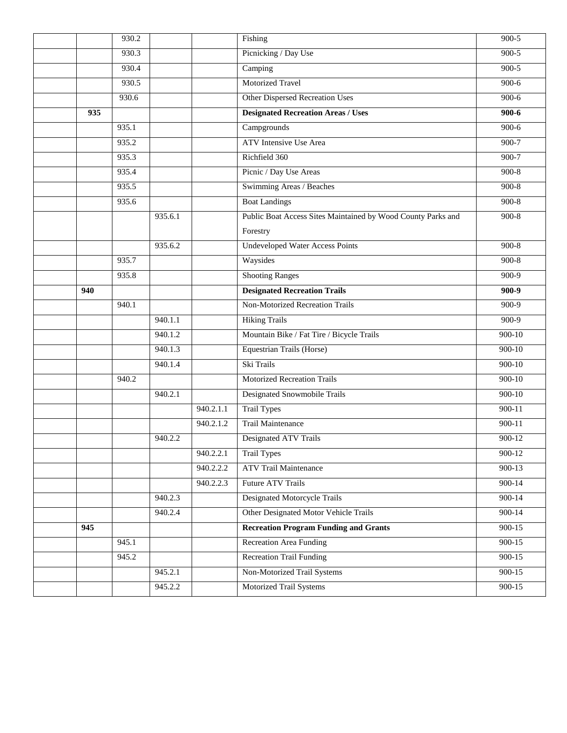| | | | | | | |
|---|---|---|---|---|---|---|
| | | 930.2 | | | Fishing | 900-5 |
| | | 930.3 | | | Picnicking / Day Use | 900-5 |
| | | 930.4 | | | Camping | 900-5 |
| | | 930.5 | | | Motorized Travel | 900-6 |
| | | 930.6 | | | Other Dispersed Recreation Uses | 900-6 |
| | **935** | | | | **Designated Recreation Areas / Uses** | **900-6** |
| | | 935.1 | | | Campgrounds | 900-6 |
| | | 935.2 | | | ATV Intensive Use Area | 900-7 |
| | | 935.3 | | | Richfield 360 | 900-7 |
| | | 935.4 | | | Picnic / Day Use Areas | 900-8 |
| | | 935.5 | | | Swimming Areas / Beaches | 900-8 |
| | | 935.6 | | | Boat Landings | 900-8 |
| | | | 935.6.1 | | Public Boat Access Sites Maintained by Wood County Parks and Forestry | 900-8 |
| | | | 935.6.2 | | Undeveloped Water Access Points | 900-8 |
| | | 935.7 | | | Waysides | 900-8 |
| | | 935.8 | | | Shooting Ranges | 900-9 |
| | **940** | | | | **Designated Recreation Trails** | **900-9** |
| | | 940.1 | | | Non-Motorized Recreation Trails | 900-9 |
| | | | 940.1.1 | | Hiking Trails | 900-9 |
| | | | 940.1.2 | | Mountain Bike / Fat Tire / Bicycle Trails | 900-10 |
| | | | 940.1.3 | | Equestrian Trails (Horse) | 900-10 |
| | | | 940.1.4 | | Ski Trails | 900-10 |
| | | 940.2 | | | Motorized Recreation Trails | 900-10 |
| | | | 940.2.1 | | Designated Snowmobile Trails | 900-10 |
| | | | | 940.2.1.1 | Trail Types | 900-11 |
| | | | | 940.2.1.2 | Trail Maintenance | 900-11 |
| | | | 940.2.2 | | Designated ATV Trails | 900-12 |
| | | | | 940.2.2.1 | Trail Types | 900-12 |
| | | | | 940.2.2.2 | ATV Trail Maintenance | 900-13 |
| | | | | 940.2.2.3 | Future ATV Trails | 900-14 |
| | | | 940.2.3 | | Designated Motorcycle Trails | 900-14 |
| | | | 940.2.4 | | Other Designated Motor Vehicle Trails | 900-14 |
| | **945** | | | | **Recreation Program Funding and Grants** | 900-15 |
| | | 945.1 | | | Recreation Area Funding | 900-15 |
| | | 945.2 | | | Recreation Trail Funding | 900-15 |
| | | | 945.2.1 | | Non-Motorized Trail Systems | 900-15 |
| | | | 945.2.2 | | Motorized Trail Systems | 900-15 |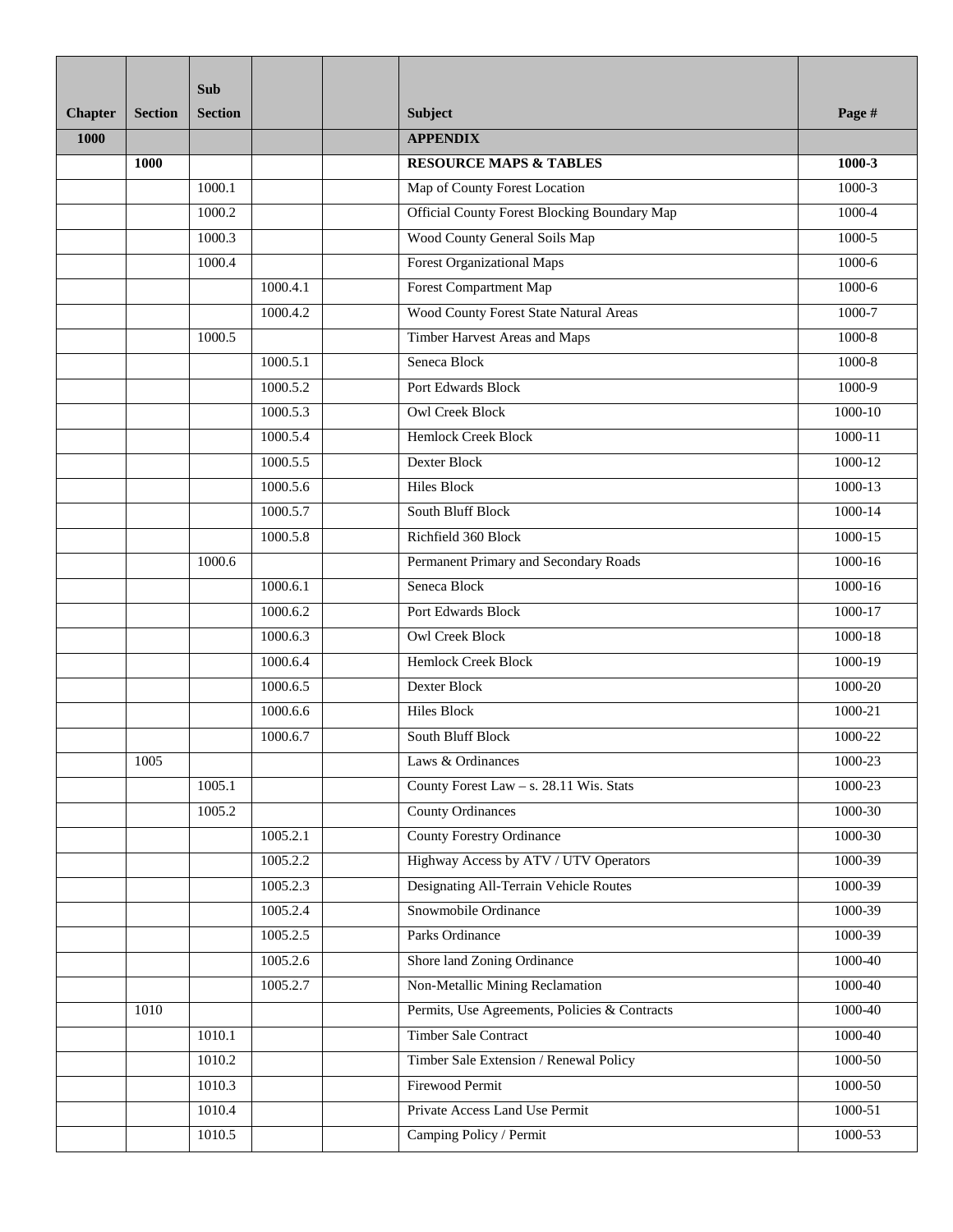| Chapter | Section | Sub Section | | | Subject | Page # |
|---|---|---|---|---|---|---|
| **1000** | | | | | **APPENDIX** | |
| | **1000** | | | | **RESOURCE MAPS & TABLES** | **1000-3** |
| | | 1000.1 | | | Map of County Forest Location | 1000-3 |
| | | 1000.2 | | | Official County Forest Blocking Boundary Map | 1000-4 |
| | | 1000.3 | | | Wood County General Soils Map | 1000-5 |
| | | 1000.4 | | | Forest Organizational Maps | 1000-6 |
| | | | 1000.4.1 | | Forest Compartment Map | 1000-6 |
| | | | 1000.4.2 | | Wood County Forest State Natural Areas | 1000-7 |
| | | 1000.5 | | | Timber Harvest Areas and Maps | 1000-8 |
| | | | 1000.5.1 | | Seneca Block | 1000-8 |
| | | | 1000.5.2 | | Port Edwards Block | 1000-9 |
| | | | 1000.5.3 | | Owl Creek Block | 1000-10 |
| | | | 1000.5.4 | | Hemlock Creek Block | 1000-11 |
| | | | 1000.5.5 | | Dexter Block | 1000-12 |
| | | | 1000.5.6 | | Hiles Block | 1000-13 |
| | | | 1000.5.7 | | South Bluff Block | 1000-14 |
| | | | 1000.5.8 | | Richfield 360 Block | 1000-15 |
| | | 1000.6 | | | Permanent Primary and Secondary Roads | 1000-16 |
| | | | 1000.6.1 | | Seneca Block | 1000-16 |
| | | | 1000.6.2 | | Port Edwards Block | 1000-17 |
| | | | 1000.6.3 | | Owl Creek Block | 1000-18 |
| | | | 1000.6.4 | | Hemlock Creek Block | 1000-19 |
| | | | 1000.6.5 | | Dexter Block | 1000-20 |
| | | | 1000.6.6 | | Hiles Block | 1000-21 |
| | | | 1000.6.7 | | South Bluff Block | 1000-22 |
| | 1005 | | | | Laws & Ordinances | 1000-23 |
| | | 1005.1 | | | County Forest Law – s. 28.11 Wis. Stats | 1000-23 |
| | | 1005.2 | | | County Ordinances | 1000-30 |
| | | | 1005.2.1 | | County Forestry Ordinance | 1000-30 |
| | | | 1005.2.2 | | Highway Access by ATV / UTV Operators | 1000-39 |
| | | | 1005.2.3 | | Designating All-Terrain Vehicle Routes | 1000-39 |
| | | | 1005.2.4 | | Snowmobile Ordinance | 1000-39 |
| | | | 1005.2.5 | | Parks Ordinance | 1000-39 |
| | | | 1005.2.6 | | Shore land Zoning Ordinance | 1000-40 |
| | | | 1005.2.7 | | Non-Metallic Mining Reclamation | 1000-40 |
| | 1010 | | | | Permits, Use Agreements, Policies & Contracts | 1000-40 |
| | | 1010.1 | | | Timber Sale Contract | 1000-40 |
| | | 1010.2 | | | Timber Sale Extension / Renewal Policy | 1000-50 |
| | | 1010.3 | | | Firewood Permit | 1000-50 |
| | | 1010.4 | | | Private Access Land Use Permit | 1000-51 |
| | | 1010.5 | | | Camping Policy / Permit | 1000-53 |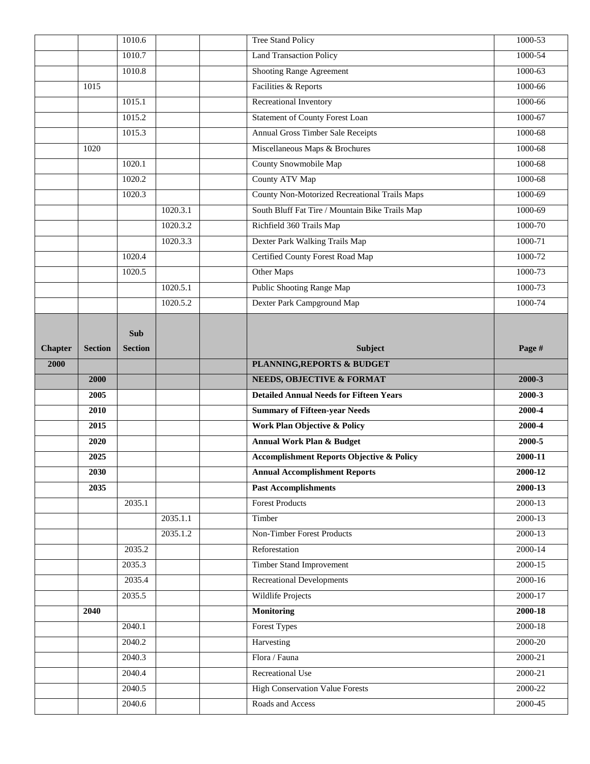| | | | | | | |
|---|---|---|---|---|---|---|
| | | 1010.6 | | | Tree Stand Policy | 1000-53 |
| | | 1010.7 | | | Land Transaction Policy | 1000-54 |
| | | 1010.8 | | | Shooting Range Agreement | 1000-63 |
| | 1015 | | | | Facilities & Reports | 1000-66 |
| | | 1015.1 | | | Recreational Inventory | 1000-66 |
| | | 1015.2 | | | Statement of County Forest Loan | 1000-67 |
| | | 1015.3 | | | Annual Gross Timber Sale Receipts | 1000-68 |
| | 1020 | | | | Miscellaneous Maps & Brochures | 1000-68 |
| | | 1020.1 | | | County Snowmobile Map | 1000-68 |
| | | 1020.2 | | | County ATV Map | 1000-68 |
| | | 1020.3 | | | County Non-Motorized Recreational Trails Maps | 1000-69 |
| | | | 1020.3.1 | | South Bluff Fat Tire / Mountain Bike Trails Map | 1000-69 |
| | | | 1020.3.2 | | Richfield 360 Trails Map | 1000-70 |
| | | | 1020.3.3 | | Dexter Park Walking Trails Map | 1000-71 |
| | | 1020.4 | | | Certified County Forest Road Map | 1000-72 |
| | | 1020.5 | | | Other Maps | 1000-73 |
| | | | 1020.5.1 | | Public Shooting Range Map | 1000-73 |
| | | | 1020.5.2 | | Dexter Park Campground Map | 1000-74 |

| Chapter | Section | Sub Section | | | Subject | Page # |
|---|---|---|---|---|---|---|
| **2000** | | | | | **PLANNING,REPORTS & BUDGET** | |
| | **2000** | | | | **NEEDS, OBJECTIVE & FORMAT** | **2000-3** |
| | **2005** | | | | **Detailed Annual Needs for Fifteen Years** | **2000-3** |
| | **2010** | | | | **Summary of Fifteen-year Needs** | **2000-4** |
| | **2015** | | | | **Work Plan Objective & Policy** | **2000-4** |
| | **2020** | | | | **Annual Work Plan & Budget** | **2000-5** |
| | **2025** | | | | **Accomplishment Reports Objective & Policy** | **2000-11** |
| | **2030** | | | | **Annual Accomplishment Reports** | **2000-12** |
| | **2035** | | | | **Past Accomplishments** | **2000-13** |
| | | 2035.1 | | | Forest Products | 2000-13 |
| | | | 2035.1.1 | | Timber | 2000-13 |
| | | | 2035.1.2 | | Non-Timber Forest Products | 2000-13 |
| | | 2035.2 | | | Reforestation | 2000-14 |
| | | 2035.3 | | | Timber Stand Improvement | 2000-15 |
| | | 2035.4 | | | Recreational Developments | 2000-16 |
| | | 2035.5 | | | Wildlife Projects | 2000-17 |
| | **2040** | | | | **Monitoring** | **2000-18** |
| | | 2040.1 | | | Forest Types | 2000-18 |
| | | 2040.2 | | | Harvesting | 2000-20 |
| | | 2040.3 | | | Flora / Fauna | 2000-21 |
| | | 2040.4 | | | Recreational Use | 2000-21 |
| | | 2040.5 | | | High Conservation Value Forests | 2000-22 |
| | | 2040.6 | | | Roads and Access | 2000-45 |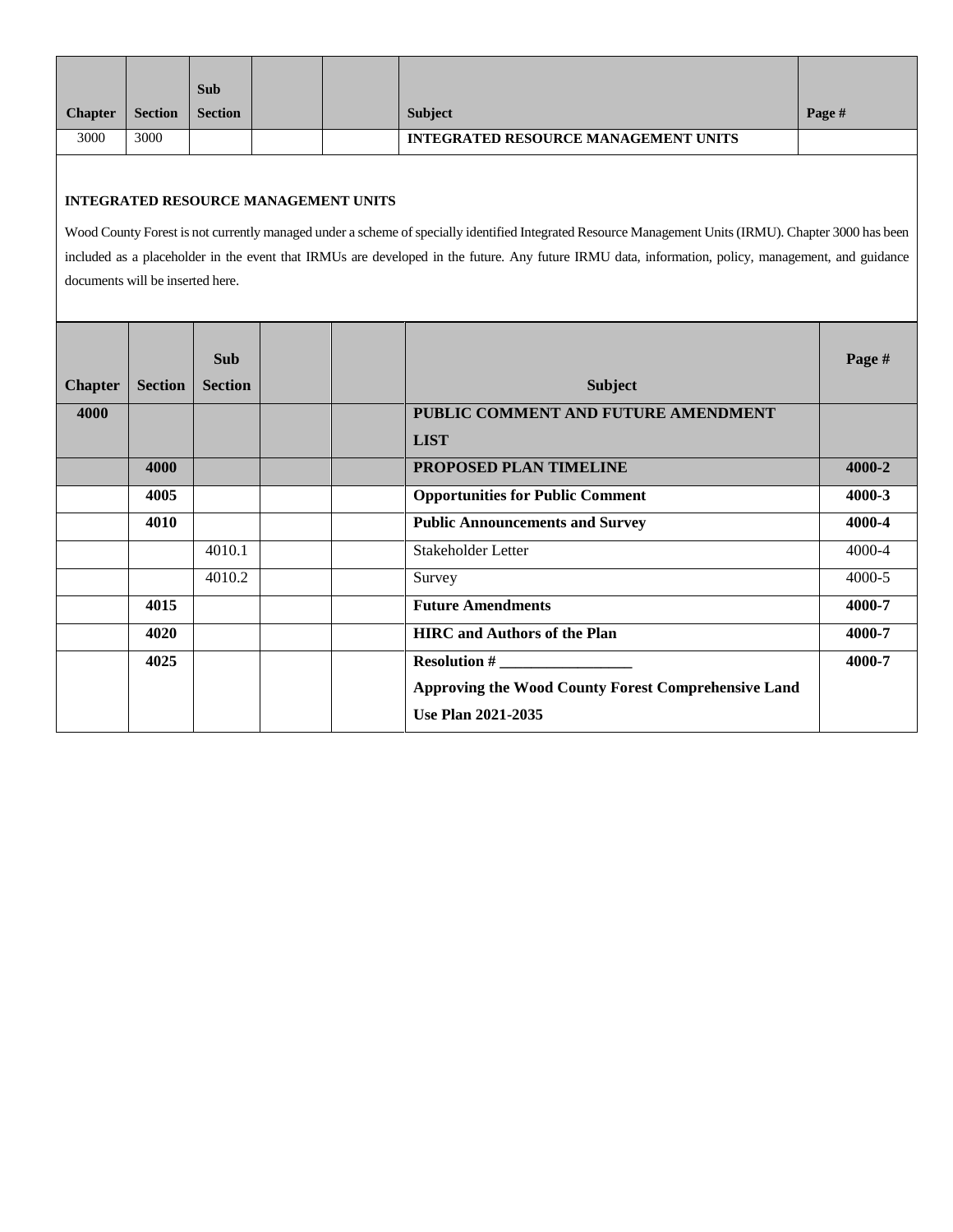| Chapter | Section | Sub Section | | | Subject | Page # |
|---|---|---|---|---|---|---|
| 3000 | 3000 | | | | **INTEGRATED RESOURCE MANAGEMENT UNITS** | |

**INTEGRATED RESOURCE MANAGEMENT UNITS**

Wood County Forest is not currently managed under a scheme of specially identified Integrated Resource Management Units (IRMU). Chapter 3000 has been included as a placeholder in the event that IRMUs are developed in the future. Any future IRMU data, information, policy, management, and guidance documents will be inserted here.

| Chapter | Section | Sub Section | | | Subject | Page # |
|---|---|---|---|---|---|---|
| **4000** | | | | | **PUBLIC COMMENT AND FUTURE AMENDMENT LIST** | |
| | **4000** | | | | **PROPOSED PLAN TIMELINE** | **4000-2** |
| | **4005** | | | | **Opportunities for Public Comment** | **4000-3** |
| | **4010** | | | | **Public Announcements and Survey** | **4000-4** |
| | | 4010.1 | | | Stakeholder Letter | 4000-4 |
| | | 4010.2 | | | Survey | 4000-5 |
| | **4015** | | | | **Future Amendments** | **4000-7** |
| | **4020** | | | | **HIRC and Authors of the Plan** | **4000-7** |
| | **4025** | | | | **Resolution # _________________ Approving the Wood County Forest Comprehensive Land Use Plan 2021-2035** | **4000-7** |